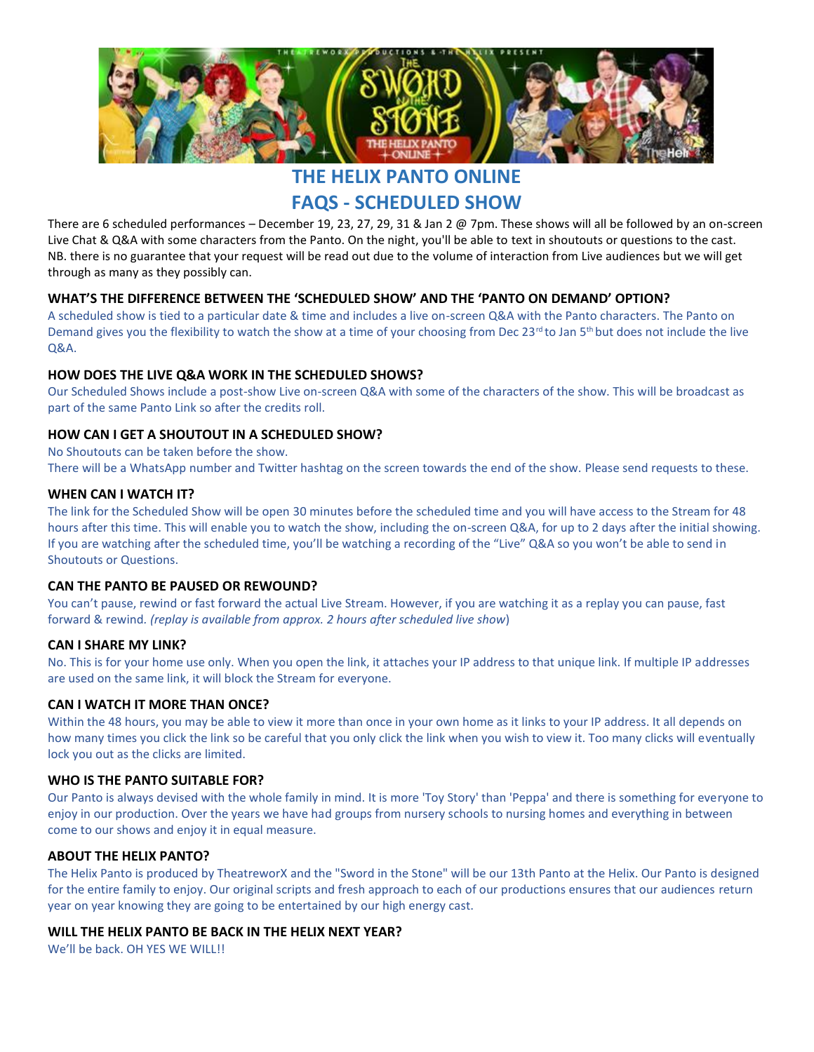# THE HELIX PANTO ONLINE
# FAQS - SCHEDULED SHOW

There are 6 scheduled performances – December 19, 23, 27, 29, 31 & Jan 2 @ 7pm. These shows will all be followed by an on-screen Live Chat & Q&A with some characters from the Panto. On the night, you'll be able to text in shoutouts or questions to the cast. NB. there is no guarantee that your request will be read out due to the volume of interaction from Live audiences but we will get through as many as they possibly can.

### WHAT'S THE DIFFERENCE BETWEEN THE 'SCHEDULED SHOW' AND THE 'PANTO ON DEMAND' OPTION?

A scheduled show is tied to a particular date & time and includes a live on-screen Q&A with the Panto characters. The Panto on Demand gives you the flexibility to watch the show at a time of your choosing from Dec 23rd to Jan 5th but does not include the live Q&A.

### HOW DOES THE LIVE Q&A WORK IN THE SCHEDULED SHOWS?

Our Scheduled Shows include a post-show Live on-screen Q&A with some of the characters of the show. This will be broadcast as part of the same Panto Link so after the credits roll.

### HOW CAN I GET A SHOUTOUT IN A SCHEDULED SHOW?

No Shoutouts can be taken before the show.
There will be a WhatsApp number and Twitter hashtag on the screen towards the end of the show. Please send requests to these.

### WHEN CAN I WATCH IT?

The link for the Scheduled Show will be open 30 minutes before the scheduled time and you will have access to the Stream for 48 hours after this time. This will enable you to watch the show, including the on-screen Q&A, for up to 2 days after the initial showing. If you are watching after the scheduled time, you'll be watching a recording of the "Live" Q&A so you won't be able to send in Shoutouts or Questions.

### CAN THE PANTO BE PAUSED OR REWOUND?

You can't pause, rewind or fast forward the actual Live Stream. However, if you are watching it as a replay you can pause, fast forward & rewind. *(replay is available from approx. 2 hours after scheduled live show)*

### CAN I SHARE MY LINK?

No. This is for your home use only. When you open the link, it attaches your IP address to that unique link. If multiple IP addresses are used on the same link, it will block the Stream for everyone.

### CAN I WATCH IT MORE THAN ONCE?

Within the 48 hours, you may be able to view it more than once in your own home as it links to your IP address. It all depends on how many times you click the link so be careful that you only click the link when you wish to view it. Too many clicks will eventually lock you out as the clicks are limited.

### WHO IS THE PANTO SUITABLE FOR?

Our Panto is always devised with the whole family in mind. It is more 'Toy Story' than 'Peppa' and there is something for everyone to enjoy in our production. Over the years we have had groups from nursery schools to nursing homes and everything in between come to our shows and enjoy it in equal measure.

### ABOUT THE HELIX PANTO?

The Helix Panto is produced by TheatreworX and the "Sword in the Stone" will be our 13th Panto at the Helix. Our Panto is designed for the entire family to enjoy. Our original scripts and fresh approach to each of our productions ensures that our audiences return year on year knowing they are going to be entertained by our high energy cast.

### WILL THE HELIX PANTO BE BACK IN THE HELIX NEXT YEAR?

We'll be back. OH YES WE WILL!!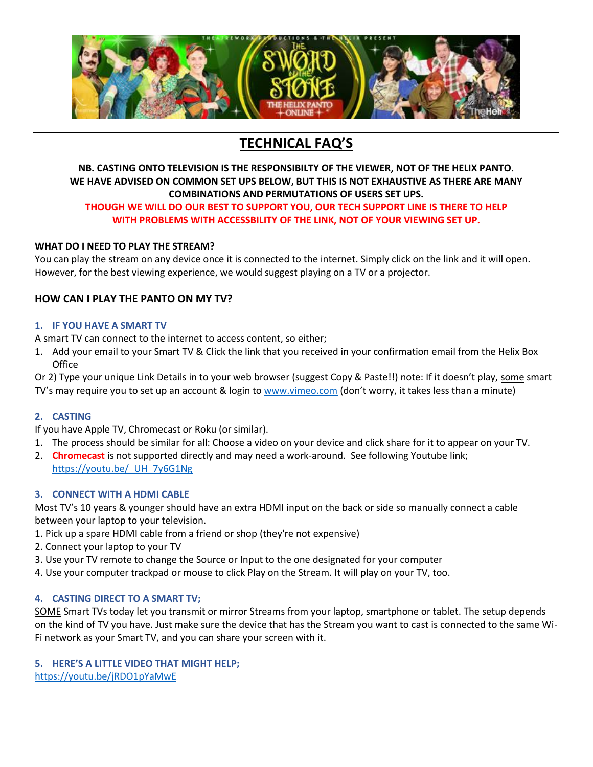# TECHNICAL FAQ'S

**NB. CASTING ONTO TELEVISION IS THE RESPONSIBILTY OF THE VIEWER, NOT OF THE HELIX PANTO. WE HAVE ADVISED ON COMMON SET UPS BELOW, BUT THIS IS NOT EXHAUSTIVE AS THERE ARE MANY COMBINATIONS AND PERMUTATIONS OF USERS SET UPS.**

**THOUGH WE WILL DO OUR BEST TO SUPPORT YOU, OUR TECH SUPPORT LINE IS THERE TO HELP WITH PROBLEMS WITH ACCESSBILITY OF THE LINK, NOT OF YOUR VIEWING SET UP.**

**WHAT DO I NEED TO PLAY THE STREAM?**

You can play the stream on any device once it is connected to the internet. Simply click on the link and it will open. However, for the best viewing experience, we would suggest playing on a TV or a projector.

## HOW CAN I PLAY THE PANTO ON MY TV?

### 1. IF YOU HAVE A SMART TV

A smart TV can connect to the internet to access content, so either;

1. Add your email to your Smart TV & Click the link that you received in your confirmation email from the Helix Box Office

Or 2) Type your unique Link Details in to your web browser (suggest Copy & Paste!!) note: If it doesn't play, some smart TV's may require you to set up an account & login to www.vimeo.com (don't worry, it takes less than a minute)

### 2. CASTING

If you have Apple TV, Chromecast or Roku (or similar).

1. The process should be similar for all: Choose a video on your device and click share for it to appear on your TV.
2. **Chromecast** is not supported directly and may need a work-around. See following Youtube link; https://youtu.be/_UH_7y6G1Ng

### 3. CONNECT WITH A HDMI CABLE

Most TV's 10 years & younger should have an extra HDMI input on the back or side so manually connect a cable between your laptop to your television.

1. Pick up a spare HDMI cable from a friend or shop (they're not expensive)
2. Connect your laptop to your TV
3. Use your TV remote to change the Source or Input to the one designated for your computer
4. Use your computer trackpad or mouse to click Play on the Stream. It will play on your TV, too.

### 4. CASTING DIRECT TO A SMART TV;

SOME Smart TVs today let you transmit or mirror Streams from your laptop, smartphone or tablet. The setup depends on the kind of TV you have. Just make sure the device that has the Stream you want to cast is connected to the same Wi-Fi network as your Smart TV, and you can share your screen with it.

### 5. HERE'S A LITTLE VIDEO THAT MIGHT HELP;

https://youtu.be/jRDO1pYaMwE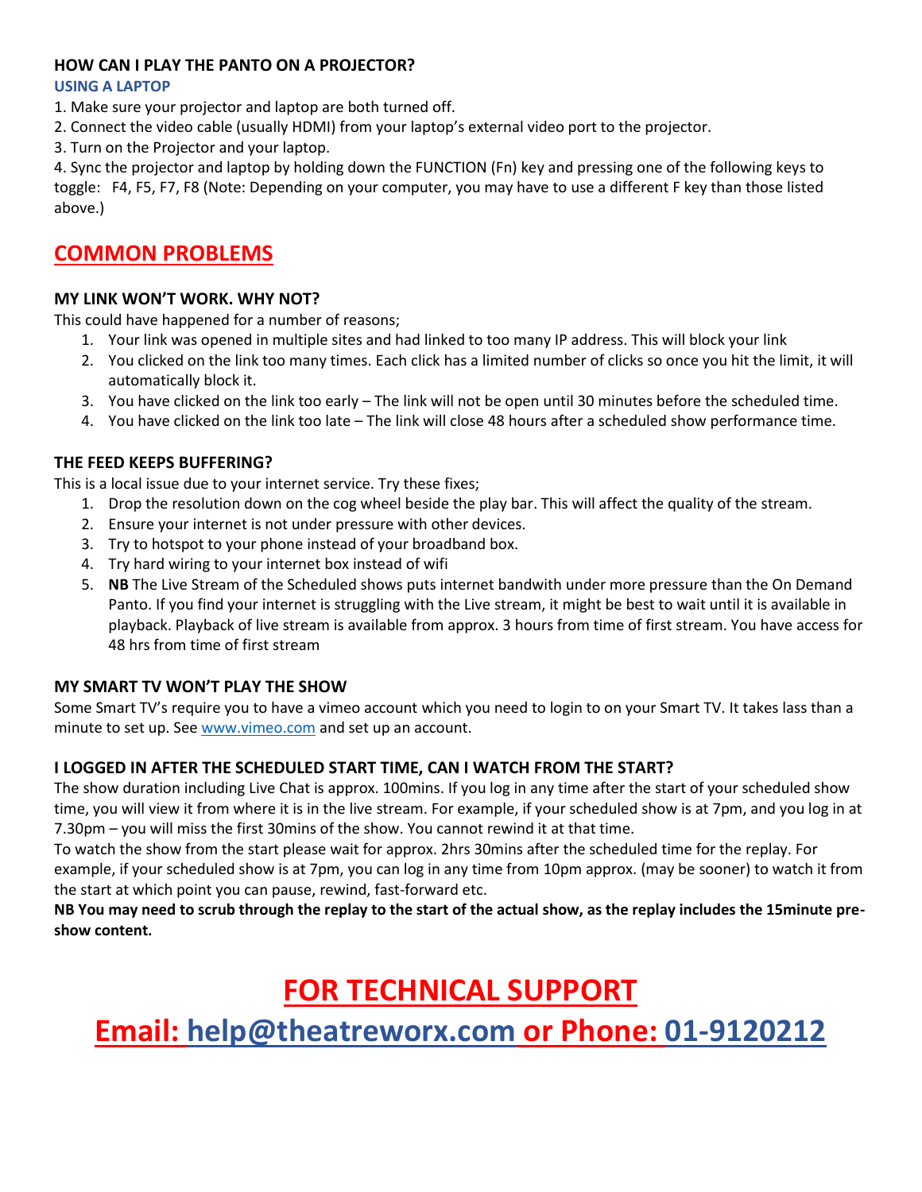### HOW CAN I PLAY THE PANTO ON A PROJECTOR?

**USING A LAPTOP**

1. Make sure your projector and laptop are both turned off.
2. Connect the video cable (usually HDMI) from your laptop's external video port to the projector.
3. Turn on the Projector and your laptop.
4. Sync the projector and laptop by holding down the FUNCTION (Fn) key and pressing one of the following keys to toggle: F4, F5, F7, F8 (Note: Depending on your computer, you may have to use a different F key than those listed above.)

## COMMON PROBLEMS

### MY LINK WON'T WORK. WHY NOT?

This could have happened for a number of reasons;

1. Your link was opened in multiple sites and had linked to too many IP address. This will block your link
2. You clicked on the link too many times. Each click has a limited number of clicks so once you hit the limit, it will automatically block it.
3. You have clicked on the link too early – The link will not be open until 30 minutes before the scheduled time.
4. You have clicked on the link too late – The link will close 48 hours after a scheduled show performance time.

### THE FEED KEEPS BUFFERING?

This is a local issue due to your internet service. Try these fixes;

1. Drop the resolution down on the cog wheel beside the play bar. This will affect the quality of the stream.
2. Ensure your internet is not under pressure with other devices.
3. Try to hotspot to your phone instead of your broadband box.
4. Try hard wiring to your internet box instead of wifi
5. **NB** The Live Stream of the Scheduled shows puts internet bandwith under more pressure than the On Demand Panto. If you find your internet is struggling with the Live stream, it might be best to wait until it is available in playback. Playback of live stream is available from approx. 3 hours from time of first stream. You have access for 48 hrs from time of first stream

### MY SMART TV WON'T PLAY THE SHOW

Some Smart TV's require you to have a vimeo account which you need to login to on your Smart TV. It takes lass than a minute to set up. See www.vimeo.com and set up an account.

### I LOGGED IN AFTER THE SCHEDULED START TIME, CAN I WATCH FROM THE START?

The show duration including Live Chat is approx. 100mins. If you log in any time after the start of your scheduled show time, you will view it from where it is in the live stream. For example, if your scheduled show is at 7pm, and you log in at 7.30pm – you will miss the first 30mins of the show. You cannot rewind it at that time.

To watch the show from the start please wait for approx. 2hrs 30mins after the scheduled time for the replay. For example, if your scheduled show is at 7pm, you can log in any time from 10pm approx. (may be sooner) to watch it from the start at which point you can pause, rewind, fast-forward etc.

**NB You may need to scrub through the replay to the start of the actual show, as the replay includes the 15minute pre-show content.**

# FOR TECHNICAL SUPPORT

# Email: help@theatreworx.com or Phone: 01-9120212